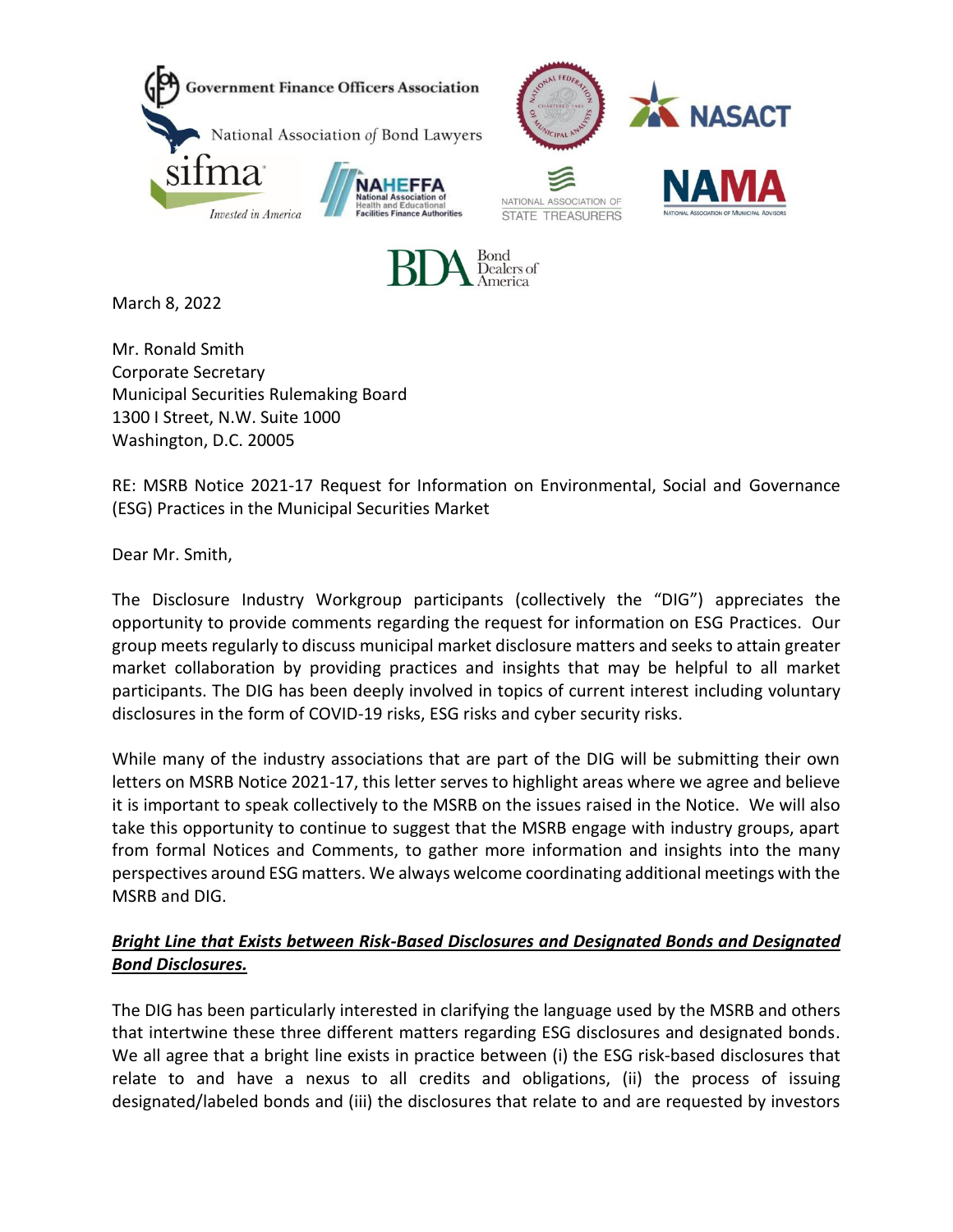March 8, 2022

Mr. Ronald Smith
Corporate Secretary
Municipal Securities Rulemaking Board
1300 I Street, N.W. Suite 1000
Washington, D.C. 20005

RE: MSRB Notice 2021-17 Request for Information on Environmental, Social and Governance (ESG) Practices in the Municipal Securities Market

Dear Mr. Smith,

The Disclosure Industry Workgroup participants (collectively the "DIG") appreciates the opportunity to provide comments regarding the request for information on ESG Practices. Our group meets regularly to discuss municipal market disclosure matters and seeks to attain greater market collaboration by providing practices and insights that may be helpful to all market participants. The DIG has been deeply involved in topics of current interest including voluntary disclosures in the form of COVID-19 risks, ESG risks and cyber security risks.

While many of the industry associations that are part of the DIG will be submitting their own letters on MSRB Notice 2021-17, this letter serves to highlight areas where we agree and believe it is important to speak collectively to the MSRB on the issues raised in the Notice. We will also take this opportunity to continue to suggest that the MSRB engage with industry groups, apart from formal Notices and Comments, to gather more information and insights into the many perspectives around ESG matters. We always welcome coordinating additional meetings with the MSRB and DIG.

***Bright Line that Exists between Risk-Based Disclosures and Designated Bonds and Designated Bond Disclosures.***

The DIG has been particularly interested in clarifying the language used by the MSRB and others that intertwine these three different matters regarding ESG disclosures and designated bonds. We all agree that a bright line exists in practice between (i) the ESG risk-based disclosures that relate to and have a nexus to all credits and obligations, (ii) the process of issuing designated/labeled bonds and (iii) the disclosures that relate to and are requested by investors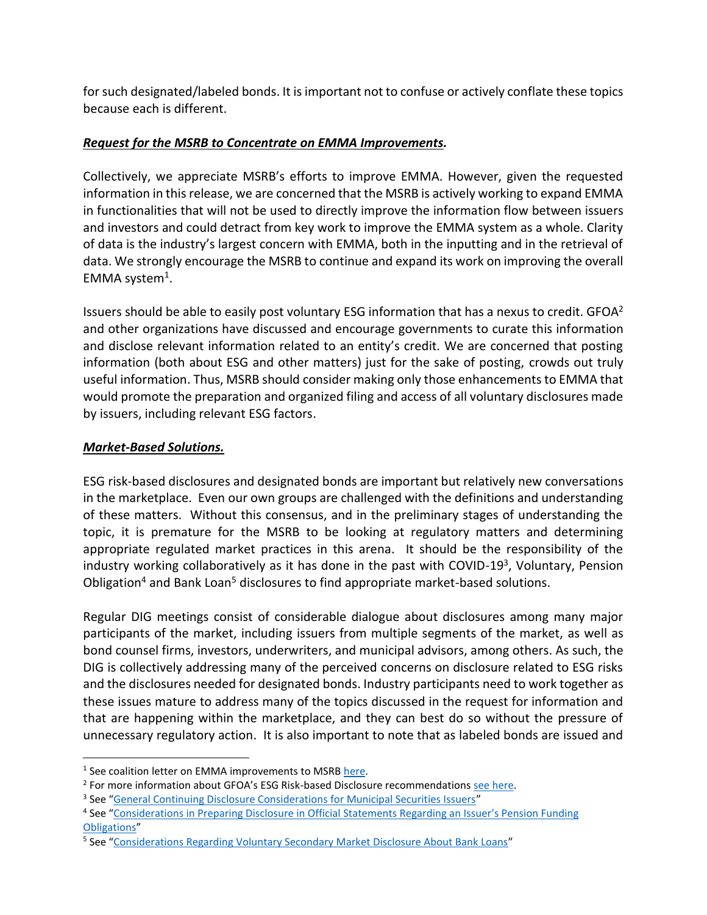for such designated/labeled bonds. It is important not to confuse or actively conflate these topics because each is different.

***Request for the MSRB to Concentrate on EMMA Improvements.***

Collectively, we appreciate MSRB's efforts to improve EMMA. However, given the requested information in this release, we are concerned that the MSRB is actively working to expand EMMA in functionalities that will not be used to directly improve the information flow between issuers and investors and could detract from key work to improve the EMMA system as a whole. Clarity of data is the industry's largest concern with EMMA, both in the inputting and in the retrieval of data. We strongly encourage the MSRB to continue and expand its work on improving the overall EMMA system[1].

Issuers should be able to easily post voluntary ESG information that has a nexus to credit. GFOA[2] and other organizations have discussed and encourage governments to curate this information and disclose relevant information related to an entity's credit. We are concerned that posting information (both about ESG and other matters) just for the sake of posting, crowds out truly useful information. Thus, MSRB should consider making only those enhancements to EMMA that would promote the preparation and organized filing and access of all voluntary disclosures made by issuers, including relevant ESG factors.

***Market-Based Solutions.***

ESG risk-based disclosures and designated bonds are important but relatively new conversations in the marketplace. Even our own groups are challenged with the definitions and understanding of these matters. Without this consensus, and in the preliminary stages of understanding the topic, it is premature for the MSRB to be looking at regulatory matters and determining appropriate regulated market practices in this arena. It should be the responsibility of the industry working collaboratively as it has done in the past with COVID-19[3], Voluntary, Pension Obligation[4] and Bank Loan[5] disclosures to find appropriate market-based solutions.

Regular DIG meetings consist of considerable dialogue about disclosures among many major participants of the market, including issuers from multiple segments of the market, as well as bond counsel firms, investors, underwriters, and municipal advisors, among others. As such, the DIG is collectively addressing many of the perceived concerns on disclosure related to ESG risks and the disclosures needed for designated bonds. Industry participants need to work together as these issues mature to address many of the topics discussed in the request for information and that are happening within the marketplace, and they can best do so without the pressure of unnecessary regulatory action. It is also important to note that as labeled bonds are issued and

---

[1] See coalition letter on EMMA improvements to MSRB here.

[2] For more information about GFOA's ESG Risk-based Disclosure recommendations see here.

[3] See "General Continuing Disclosure Considerations for Municipal Securities Issuers"

[4] See "Considerations in Preparing Disclosure in Official Statements Regarding an Issuer's Pension Funding Obligations"

[5] See "Considerations Regarding Voluntary Secondary Market Disclosure About Bank Loans"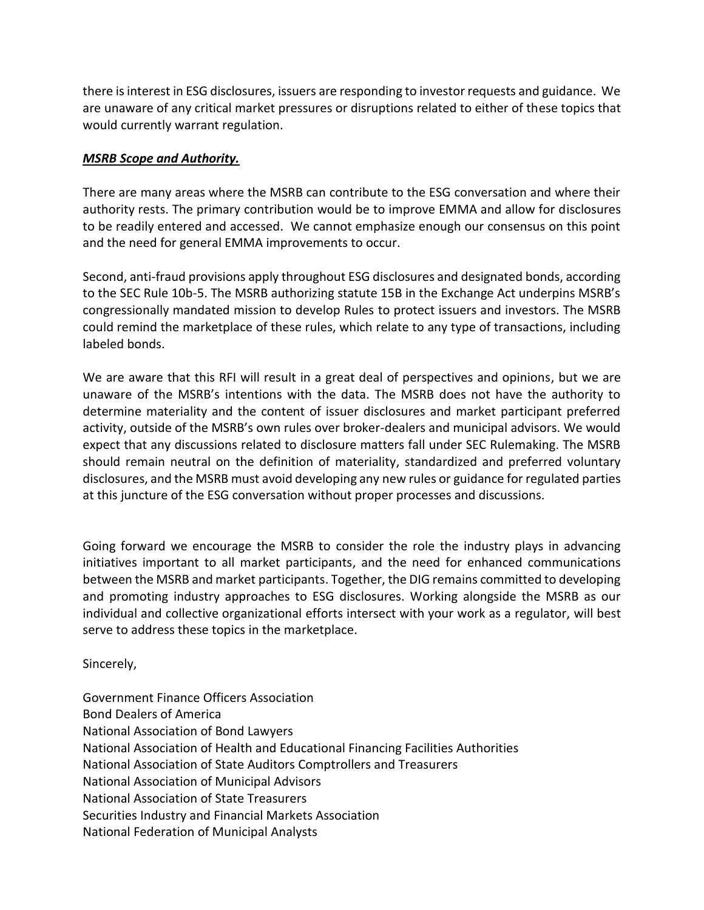there is interest in ESG disclosures, issuers are responding to investor requests and guidance. We are unaware of any critical market pressures or disruptions related to either of these topics that would currently warrant regulation.

***MSRB Scope and Authority.***

There are many areas where the MSRB can contribute to the ESG conversation and where their authority rests. The primary contribution would be to improve EMMA and allow for disclosures to be readily entered and accessed. We cannot emphasize enough our consensus on this point and the need for general EMMA improvements to occur.

Second, anti-fraud provisions apply throughout ESG disclosures and designated bonds, according to the SEC Rule 10b-5. The MSRB authorizing statute 15B in the Exchange Act underpins MSRB's congressionally mandated mission to develop Rules to protect issuers and investors. The MSRB could remind the marketplace of these rules, which relate to any type of transactions, including labeled bonds.

We are aware that this RFI will result in a great deal of perspectives and opinions, but we are unaware of the MSRB's intentions with the data. The MSRB does not have the authority to determine materiality and the content of issuer disclosures and market participant preferred activity, outside of the MSRB's own rules over broker-dealers and municipal advisors. We would expect that any discussions related to disclosure matters fall under SEC Rulemaking. The MSRB should remain neutral on the definition of materiality, standardized and preferred voluntary disclosures, and the MSRB must avoid developing any new rules or guidance for regulated parties at this juncture of the ESG conversation without proper processes and discussions.

Going forward we encourage the MSRB to consider the role the industry plays in advancing initiatives important to all market participants, and the need for enhanced communications between the MSRB and market participants. Together, the DIG remains committed to developing and promoting industry approaches to ESG disclosures. Working alongside the MSRB as our individual and collective organizational efforts intersect with your work as a regulator, will best serve to address these topics in the marketplace.

Sincerely,

Government Finance Officers Association
Bond Dealers of America
National Association of Bond Lawyers
National Association of Health and Educational Financing Facilities Authorities
National Association of State Auditors Comptrollers and Treasurers
National Association of Municipal Advisors
National Association of State Treasurers
Securities Industry and Financial Markets Association
National Federation of Municipal Analysts